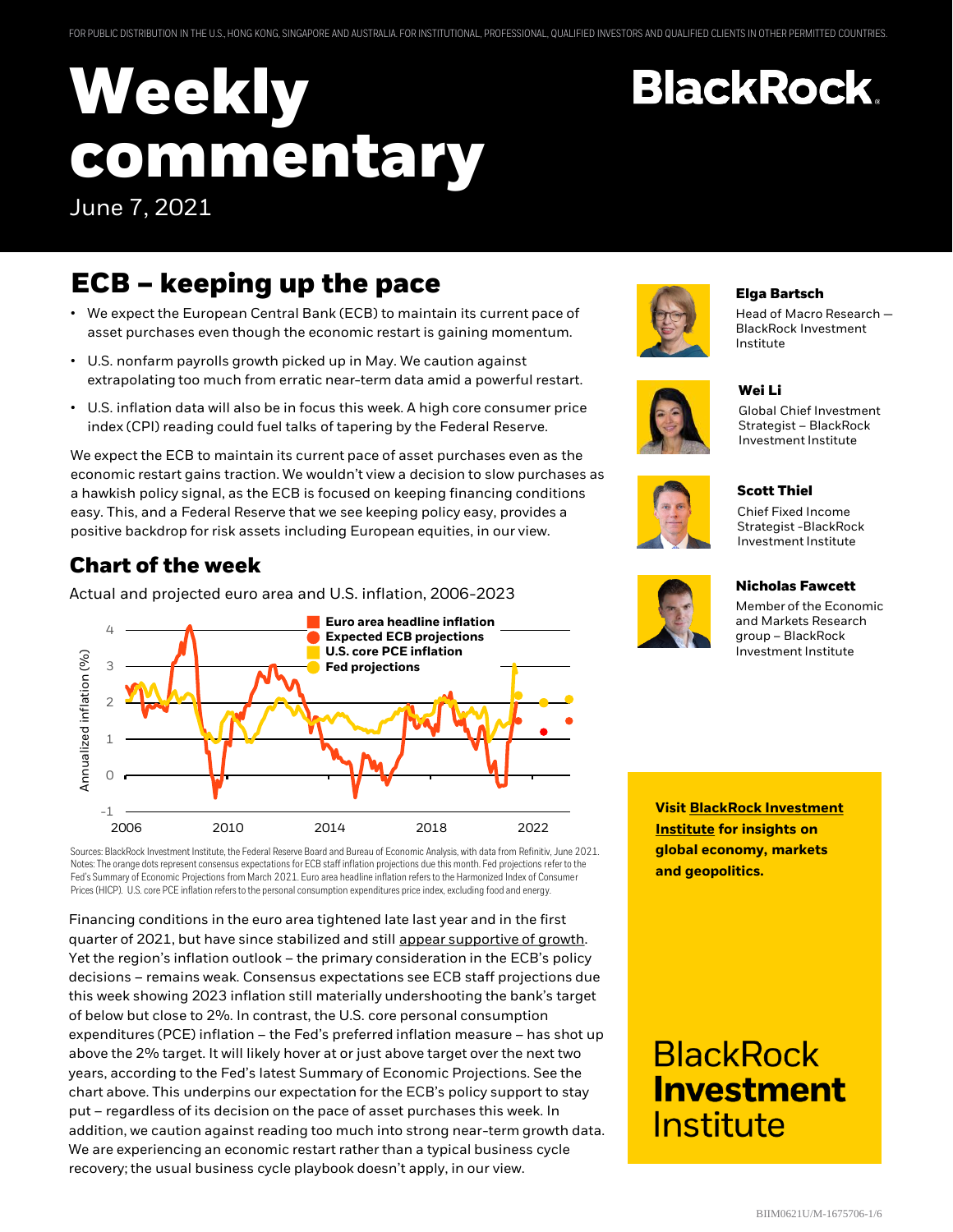FOR PUBLIC DISTRIBUTION IN THE U.S., HONG KONG, SINGAPORE AND AUSTRALIA. FOR INSTITUTIONAL, PROFESSIONAL, QUALIFIED INVESTORS AND QUALIFIED CLIENTS IN OTHER PERMITTED COUNTRIES.

# Weekly commentary

June 7, 2021

BlackRock.

## ECB – keeping up the pace

- We expect the European Central Bank (ECB) to maintain its current pace of asset purchases even though the economic restart is gaining momentum.
- U.S. nonfarm payrolls growth picked up in May. We caution against extrapolating too much from erratic near-term data amid a powerful restart.
- U.S. inflation data will also be in focus this week. A high core consumer price index (CPI) reading could fuel talks of tapering by the Federal Reserve.

We expect the ECB to maintain its current pace of asset purchases even as the economic restart gains traction. We wouldn't view a decision to slow purchases as a hawkish policy signal, as the ECB is focused on keeping financing conditions easy. This, and a Federal Reserve that we see keeping policy easy, provides a positive backdrop for risk assets including European equities, in our view.

### Chart of the week

Actual and projected euro area and U.S. inflation, 2006-2023

Legend: Euro area headline inflation; Expected ECB projections; U.S. core PCE inflation; Fed projections

Sources: BlackRock Investment Institute, the Federal Reserve Board and Bureau of Economic Analysis, with data from Refinitiv, June 2021. Notes: The orange dots represent consensus expectations for ECB staff inflation projections due this month. Fed projections refer to the Fed's Summary of Economic Projections from March 2021. Euro area headline inflation refers to the Harmonized Index of Consumer Prices (HICP). U.S. core PCE inflation refers to the personal consumption expenditures price index, excluding food and energy.

Financing conditions in the euro area tightened late last year and in the first quarter of 2021, but have since stabilized and still appear supportive of growth. Yet the region's inflation outlook – the primary consideration in the ECB's policy decisions – remains weak. Consensus expectations see ECB staff projections due this week showing 2023 inflation still materially undershooting the bank's target of below but close to 2%. In contrast, the U.S. core personal consumption expenditures (PCE) inflation – the Fed's preferred inflation measure – has shot up above the 2% target. It will likely hover at or just above target over the next two years, according to the Fed's latest Summary of Economic Projections. See the chart above. This underpins our expectation for the ECB's policy support to stay put – regardless of its decision on the pace of asset purchases this week. In addition, we caution against reading too much into strong near-term growth data. We are experiencing an economic restart rather than a typical business cycle recovery; the usual business cycle playbook doesn't apply, in our view.

**Elga Bartsch**
Head of Macro Research — BlackRock Investment Institute

**Wei Li**
Global Chief Investment Strategist – BlackRock Investment Institute

**Scott Thiel**
Chief Fixed Income Strategist - BlackRock Investment Institute

**Nicholas Fawcett**
Member of the Economic and Markets Research group – BlackRock Investment Institute

**Visit BlackRock Investment Institute for insights on global economy, markets and geopolitics.**

BlackRock **Investment** Institute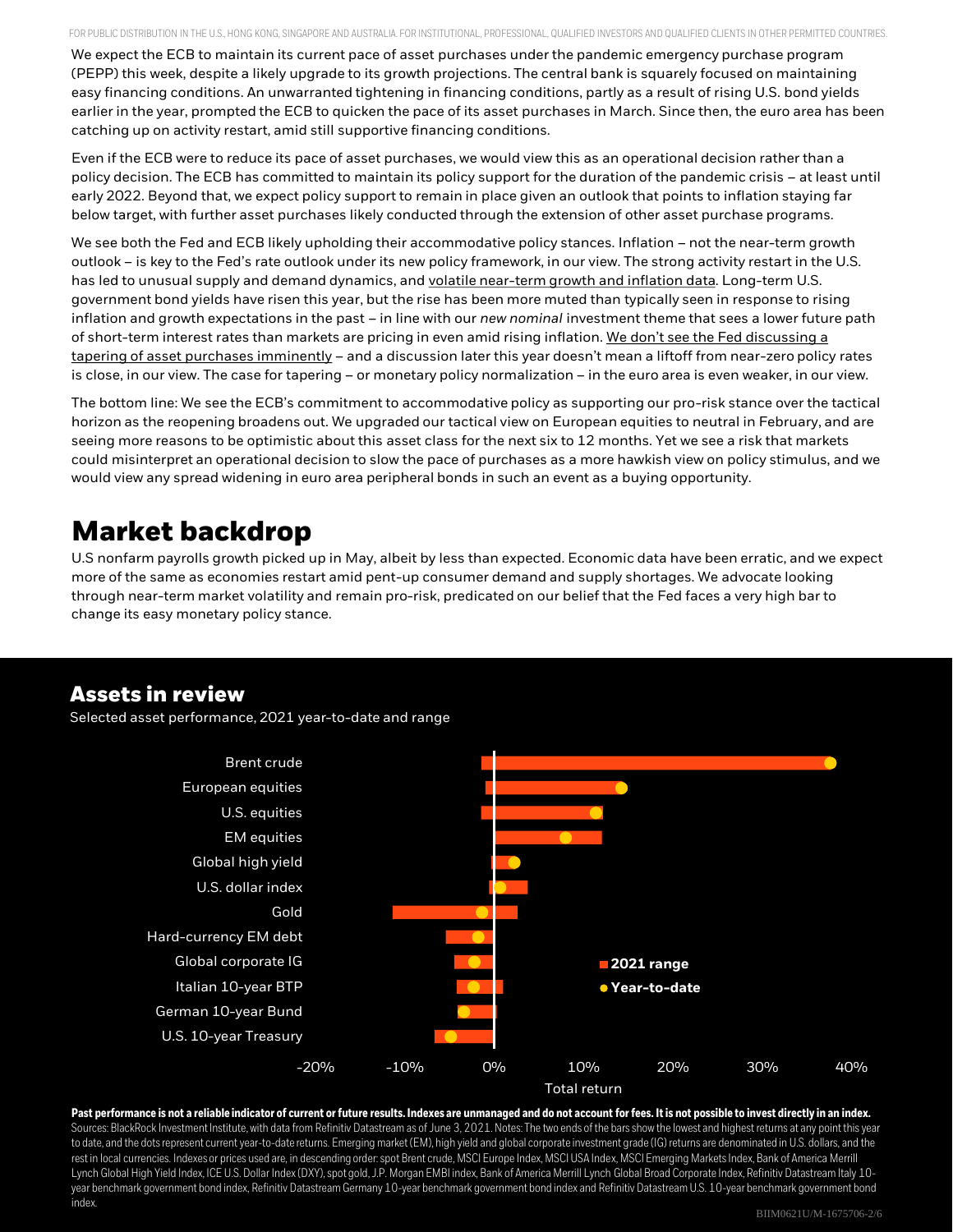We expect the ECB to maintain its current pace of asset purchases under the pandemic emergency purchase program (PEPP) this week, despite a likely upgrade to its growth projections. The central bank is squarely focused on maintaining easy financing conditions. An unwarranted tightening in financing conditions, partly as a result of rising U.S. bond yields earlier in the year, prompted the ECB to quicken the pace of its asset purchases in March. Since then, the euro area has been catching up on activity restart, amid still supportive financing conditions.

Even if the ECB were to reduce its pace of asset purchases, we would view this as an operational decision rather than a policy decision. The ECB has committed to maintain its policy support for the duration of the pandemic crisis – at least until early 2022. Beyond that, we expect policy support to remain in place given an outlook that points to inflation staying far below target, with further asset purchases likely conducted through the extension of other asset purchase programs.

We see both the Fed and ECB likely upholding their accommodative policy stances. Inflation – not the near-term growth outlook – is key to the Fed's rate outlook under its new policy framework, in our view. The strong activity restart in the U.S. has led to unusual supply and demand dynamics, and volatile near-term growth and inflation data. Long-term U.S. government bond yields have risen this year, but the rise has been more muted than typically seen in response to rising inflation and growth expectations in the past – in line with our *new nominal* investment theme that sees a lower future path of short-term interest rates than markets are pricing in even amid rising inflation. We don't see the Fed discussing a tapering of asset purchases imminently – and a discussion later this year doesn't mean a liftoff from near-zero policy rates is close, in our view. The case for tapering – or monetary policy normalization – in the euro area is even weaker, in our view.

The bottom line: We see the ECB's commitment to accommodative policy as supporting our pro-risk stance over the tactical horizon as the reopening broadens out. We upgraded our tactical view on European equities to neutral in February, and are seeing more reasons to be optimistic about this asset class for the next six to 12 months. Yet we see a risk that markets could misinterpret an operational decision to slow the pace of purchases as a more hawkish view on policy stimulus, and we would view any spread widening in euro area peripheral bonds in such an event as a buying opportunity.

# Market backdrop

U.S nonfarm payrolls growth picked up in May, albeit by less than expected. Economic data have been erratic, and we expect more of the same as economies restart amid pent-up consumer demand and supply shortages. We advocate looking through near-term market volatility and remain pro-risk, predicated on our belief that the Fed faces a very high bar to change its easy monetary policy stance.

## Assets in review

Selected asset performance, 2021 year-to-date and range

**Past performance is not a reliable indicator of current or future results. Indexes are unmanaged and do not account for fees. It is not possible to invest directly in an index.** Sources: BlackRock Investment Institute, with data from Refinitiv Datastream as of June 3, 2021. Notes: The two ends of the bars show the lowest and highest returns at any point this year to date, and the dots represent current year-to-date returns. Emerging market (EM), high yield and global corporate investment grade (IG) returns are denominated in U.S. dollars, and the rest in local currencies. Indexes or prices used are, in descending order: spot Brent crude, MSCI Europe Index, MSCI USA Index, MSCI Emerging Markets Index, Bank of America Merrill Lynch Global High Yield Index, ICE U.S. Dollar Index (DXY), spot gold, J.P. Morgan EMBI index, Bank of America Merrill Lynch Global Broad Corporate Index, Refinitiv Datastream Italy 10-year benchmark government bond index, Refinitiv Datastream Germany 10-year benchmark government bond index and Refinitiv Datastream U.S. 10-year benchmark government bond index.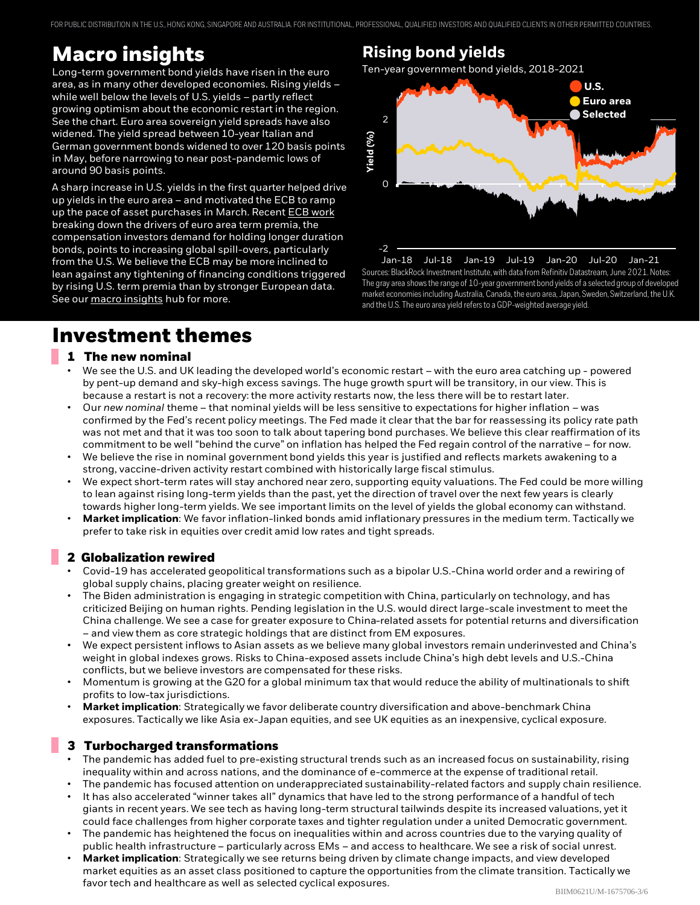# Macro insights

Long-term government bond yields have risen in the euro area, as in many other developed economies. Rising yields – while well below the levels of U.S. yields – partly reflect growing optimism about the economic restart in the region. See the chart. Euro area sovereign yield spreads have also widened. The yield spread between 10-year Italian and German government bonds widened to over 120 basis points in May, before narrowing to near post-pandemic lows of around 90 basis points.

A sharp increase in U.S. yields in the first quarter helped drive up yields in the euro area – and motivated the ECB to ramp up the pace of asset purchases in March. Recent ECB work breaking down the drivers of euro area term premia, the compensation investors demand for holding longer duration bonds, points to increasing global spill-overs, particularly from the U.S. We believe the ECB may be more inclined to lean against any tightening of financing conditions triggered by rising U.S. term premia than by stronger European data. See our macro insights hub for more.

## Rising bond yields

Ten-year government bond yields, 2018-2021

Sources: BlackRock Investment Institute, with data from Refinitiv Datastream, June 2021. Notes: The gray area shows the range of 10-year government bond yields of a selected group of developed market economies including Australia, Canada, the euro area, Japan, Sweden, Switzerland, the U.K. and the U.S. The euro area yield refers to a GDP-weighted average yield.

# Investment themes

## 1 The new nominal

- We see the U.S. and UK leading the developed world's economic restart – with the euro area catching up - powered by pent-up demand and sky-high excess savings. The huge growth spurt will be transitory, in our view. This is because a restart is not a recovery: the more activity restarts now, the less there will be to restart later.
- Our *new nominal* theme – that nominal yields will be less sensitive to expectations for higher inflation – was confirmed by the Fed's recent policy meetings. The Fed made it clear that the bar for reassessing its policy rate path was not met and that it was too soon to talk about tapering bond purchases. We believe this clear reaffirmation of its commitment to be well "behind the curve" on inflation has helped the Fed regain control of the narrative – for now.
- We believe the rise in nominal government bond yields this year is justified and reflects markets awakening to a strong, vaccine-driven activity restart combined with historically large fiscal stimulus.
- We expect short-term rates will stay anchored near zero, supporting equity valuations. The Fed could be more willing to lean against rising long-term yields than the past, yet the direction of travel over the next few years is clearly towards higher long-term yields. We see important limits on the level of yields the global economy can withstand.
- **Market implication**: We favor inflation-linked bonds amid inflationary pressures in the medium term. Tactically we prefer to take risk in equities over credit amid low rates and tight spreads.

## 2 Globalization rewired

- Covid-19 has accelerated geopolitical transformations such as a bipolar U.S.-China world order and a rewiring of global supply chains, placing greater weight on resilience.
- The Biden administration is engaging in strategic competition with China, particularly on technology, and has criticized Beijing on human rights. Pending legislation in the U.S. would direct large-scale investment to meet the China challenge. We see a case for greater exposure to China-related assets for potential returns and diversification – and view them as core strategic holdings that are distinct from EM exposures.
- We expect persistent inflows to Asian assets as we believe many global investors remain underinvested and China's weight in global indexes grows. Risks to China-exposed assets include China's high debt levels and U.S.-China conflicts, but we believe investors are compensated for these risks.
- Momentum is growing at the G20 for a global minimum tax that would reduce the ability of multinationals to shift profits to low-tax jurisdictions.
- **Market implication**: Strategically we favor deliberate country diversification and above-benchmark China exposures. Tactically we like Asia ex-Japan equities, and see UK equities as an inexpensive, cyclical exposure.

## 3 Turbocharged transformations

- The pandemic has added fuel to pre-existing structural trends such as an increased focus on sustainability, rising inequality within and across nations, and the dominance of e-commerce at the expense of traditional retail.
- The pandemic has focused attention on underappreciated sustainability-related factors and supply chain resilience.
- It has also accelerated "winner takes all" dynamics that have led to the strong performance of a handful of tech giants in recent years. We see tech as having long-term structural tailwinds despite its increased valuations, yet it could face challenges from higher corporate taxes and tighter regulation under a united Democratic government.
- The pandemic has heightened the focus on inequalities within and across countries due to the varying quality of public health infrastructure – particularly across EMs – and access to healthcare. We see a risk of social unrest.
- **Market implication**: Strategically we see returns being driven by climate change impacts, and view developed market equities as an asset class positioned to capture the opportunities from the climate transition. Tactically we favor tech and healthcare as well as selected cyclical exposures.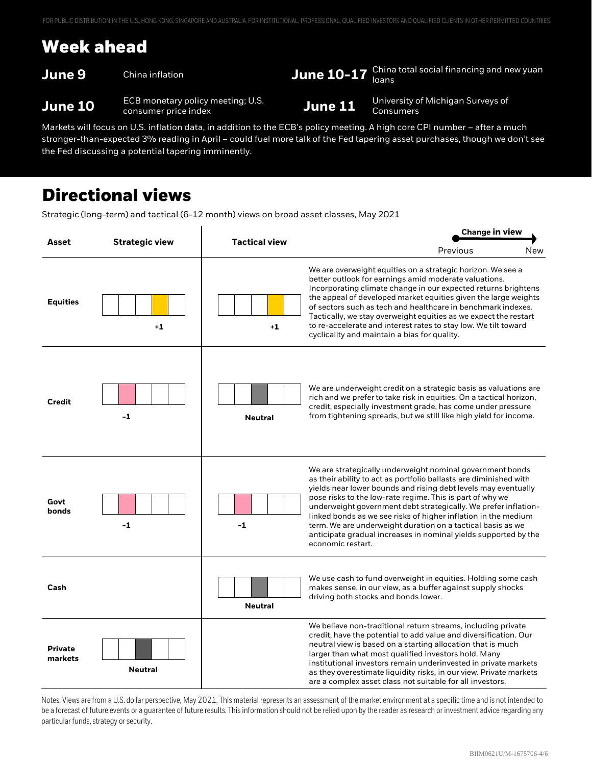FOR PUBLIC DISTRIBUTION IN THE U.S., HONG KONG, SINGAPORE AND AUSTRALIA. FOR INSTITUTIONAL, PROFESSIONAL, QUALIFIED INVESTORS AND QUALIFIED CLIENTS IN OTHER PERMITTED COUNTRIES.

# Week ahead

| | | | |
|---|---|---|---|
| **June 9** | China inflation | **June 10-17** | China total social financing and new yuan loans |
| **June 10** | ECB monetary policy meeting; U.S. consumer price index | **June 11** | University of Michigan Surveys of Consumers |

Markets will focus on U.S. inflation data, in addition to the ECB's policy meeting. A high core CPI number – after a much stronger-than-expected 3% reading in April – could fuel more talk of the Fed tapering asset purchases, though we don't see the Fed discussing a potential tapering imminently.

# Directional views

Strategic (long-term) and tactical (6-12 month) views on broad asset classes, May 2021

Change in view: Previous → New

| Asset | Strategic view | Tactical view | |
|---|---|---|---|
| **Equities** | +1 | +1 | We are overweight equities on a strategic horizon. We see a better outlook for earnings amid moderate valuations. Incorporating climate change in our expected returns brightens the appeal of developed market equities given the large weights of sectors such as tech and healthcare in benchmark indexes. Tactically, we stay overweight equities as we expect the restart to re-accelerate and interest rates to stay low. We tilt toward cyclicality and maintain a bias for quality. |
| **Credit** | -1 | Neutral | We are underweight credit on a strategic basis as valuations are rich and we prefer to take risk in equities. On a tactical horizon, credit, especially investment grade, has come under pressure from tightening spreads, but we still like high yield for income. |
| **Govt bonds** | -1 | -1 | We are strategically underweight nominal government bonds as their ability to act as portfolio ballasts are diminished with yields near lower bounds and rising debt levels may eventually pose risks to the low-rate regime. This is part of why we underweight government debt strategically. We prefer inflation-linked bonds as we see risks of higher inflation in the medium term. We are underweight duration on a tactical basis as we anticipate gradual increases in nominal yields supported by the economic restart. |
| **Cash** | | Neutral | We use cash to fund overweight in equities. Holding some cash makes sense, in our view, as a buffer against supply shocks driving both stocks and bonds lower. |
| **Private markets** | Neutral | | We believe non-traditional return streams, including private credit, have the potential to add value and diversification. Our neutral view is based on a starting allocation that is much larger than what most qualified investors hold. Many institutional investors remain underinvested in private markets as they overestimate liquidity risks, in our view. Private markets are a complex asset class not suitable for all investors. |

Notes: Views are from a U.S. dollar perspective, May 2021. This material represents an assessment of the market environment at a specific time and is not intended to be a forecast of future events or a guarantee of future results. This information should not be relied upon by the reader as research or investment advice regarding any particular funds, strategy or security.

BIIM0621U/M-1675706-4/6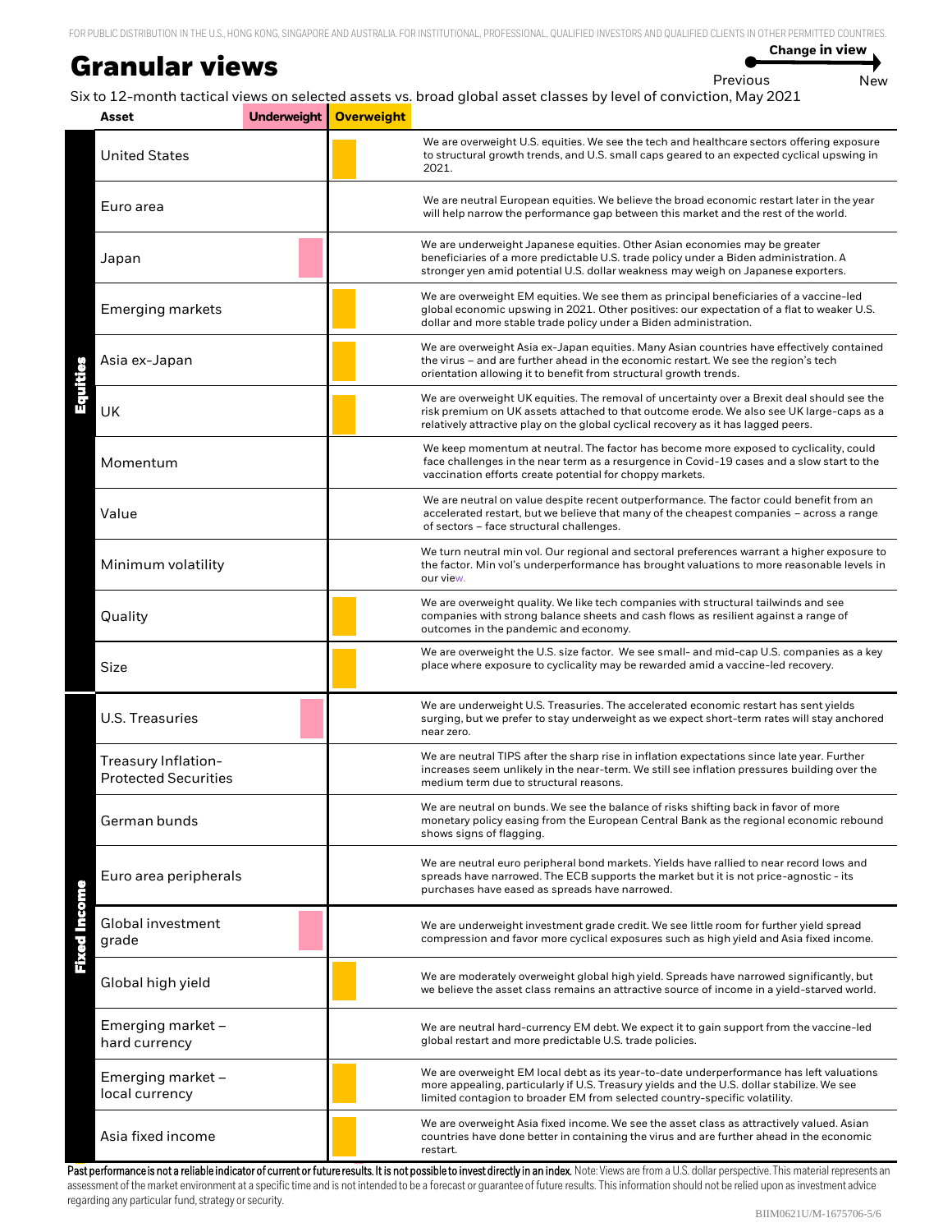FOR PUBLIC DISTRIBUTION IN THE U.S., HONG KONG, SINGAPORE AND AUSTRALIA. FOR INSTITUTIONAL, PROFESSIONAL, QUALIFIED INVESTORS AND QUALIFIED CLIENTS IN OTHER PERMITTED COUNTRIES.

# Granular views

Change in view: Previous → New

Six to 12-month tactical views on selected assets vs. broad global asset classes by level of conviction, May 2021

| | Asset | Underweight | Overweight | |
|---|---|---|---|---|
| Equities | United States | | ■ | We are overweight U.S. equities. We see the tech and healthcare sectors offering exposure to structural growth trends, and U.S. small caps geared to an expected cyclical upswing in 2021. |
| | Euro area | | | We are neutral European equities. We believe the broad economic restart later in the year will help narrow the performance gap between this market and the rest of the world. |
| | Japan | ■ | | We are underweight Japanese equities. Other Asian economies may be greater beneficiaries of a more predictable U.S. trade policy under a Biden administration. A stronger yen amid potential U.S. dollar weakness may weigh on Japanese exporters. |
| | Emerging markets | | ■ | We are overweight EM equities. We see them as principal beneficiaries of a vaccine-led global economic upswing in 2021. Other positives: our expectation of a flat to weaker U.S. dollar and more stable trade policy under a Biden administration. |
| | Asia ex-Japan | | ■ | We are overweight Asia ex-Japan equities. Many Asian countries have effectively contained the virus – and are further ahead in the economic restart. We see the region's tech orientation allowing it to benefit from structural growth trends. |
| | UK | | ■ | We are overweight UK equities. The removal of uncertainty over a Brexit deal should see the risk premium on UK assets attached to that outcome erode. We also see UK large-caps as a relatively attractive play on the global cyclical recovery as it has lagged peers. |
| | Momentum | | | We keep momentum at neutral. The factor has become more exposed to cyclicality, could face challenges in the near term as a resurgence in Covid-19 cases and a slow start to the vaccination efforts create potential for choppy markets. |
| | Value | | | We are neutral on value despite recent outperformance. The factor could benefit from an accelerated restart, but we believe that many of the cheapest companies – across a range of sectors – face structural challenges. |
| | Minimum volatility | | | We turn neutral min vol. Our regional and sectoral preferences warrant a higher exposure to the factor. Min vol's underperformance has brought valuations to more reasonable levels in our view. |
| | Quality | | ■ | We are overweight quality. We like tech companies with structural tailwinds and see companies with strong balance sheets and cash flows as resilient against a range of outcomes in the pandemic and economy. |
| | Size | | ■ | We are overweight the U.S. size factor. We see small- and mid-cap U.S. companies as a key place where exposure to cyclicality may be rewarded amid a vaccine-led recovery. |
| Fixed Income | U.S. Treasuries | ■ | | We are underweight U.S. Treasuries. The accelerated economic restart has sent yields surging, but we prefer to stay underweight as we expect short-term rates will stay anchored near zero. |
| | Treasury Inflation-Protected Securities | | | We are neutral TIPS after the sharp rise in inflation expectations since late year. Further increases seem unlikely in the near-term. We still see inflation pressures building over the medium term due to structural reasons. |
| | German bunds | | | We are neutral on bunds. We see the balance of risks shifting back in favor of more monetary policy easing from the European Central Bank as the regional economic rebound shows signs of flagging. |
| | Euro area peripherals | | | We are neutral euro peripheral bond markets. Yields have rallied to near record lows and spreads have narrowed. The ECB supports the market but it is not price-agnostic - its purchases have eased as spreads have narrowed. |
| | Global investment grade | ■ | | We are underweight investment grade credit. We see little room for further yield spread compression and favor more cyclical exposures such as high yield and Asia fixed income. |
| | Global high yield | | ■ | We are moderately overweight global high yield. Spreads have narrowed significantly, but we believe the asset class remains an attractive source of income in a yield-starved world. |
| | Emerging market – hard currency | | | We are neutral hard-currency EM debt. We expect it to gain support from the vaccine-led global restart and more predictable U.S. trade policies. |
| | Emerging market – local currency | | ■ | We are overweight EM local debt as its year-to-date underperformance has left valuations more appealing, particularly if U.S. Treasury yields and the U.S. dollar stabilize. We see limited contagion to broader EM from selected country-specific volatility. |
| | Asia fixed income | | ■ | We are overweight Asia fixed income. We see the asset class as attractively valued. Asian countries have done better in containing the virus and are further ahead in the economic restart. |

**Past performance is not a reliable indicator of current or future results. It is not possible to invest directly in an index.** Note: Views are from a U.S. dollar perspective. This material represents an assessment of the market environment at a specific time and is not intended to be a forecast or guarantee of future results. This information should not be relied upon as investment advice regarding any particular fund, strategy or security.

BIIM0621U/M-1675706-5/6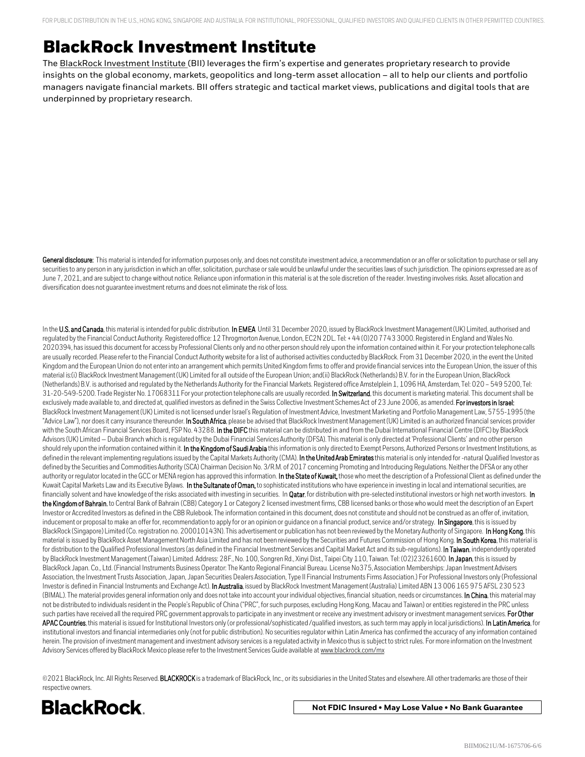FOR PUBLIC DISTRIBUTION IN THE U.S., HONG KONG, SINGAPORE AND AUSTRALIA. FOR INSTITUTIONAL, PROFESSIONAL, QUALIFIED INVESTORS AND QUALIFIED CLIENTS IN OTHER PERMITTED COUNTRIES.

# BlackRock Investment Institute

The BlackRock Investment Institute (BII) leverages the firm's expertise and generates proprietary research to provide insights on the global economy, markets, geopolitics and long-term asset allocation – all to help our clients and portfolio managers navigate financial markets. BII offers strategic and tactical market views, publications and digital tools that are underpinned by proprietary research.

**General disclosure:** This material is intended for information purposes only, and does not constitute investment advice, a recommendation or an offer or solicitation to purchase or sell any securities to any person in any jurisdiction in which an offer, solicitation, purchase or sale would be unlawful under the securities laws of such jurisdiction. The opinions expressed are as of June 7, 2021, and are subject to change without notice. Reliance upon information in this material is at the sole discretion of the reader. Investing involves risks. Asset allocation and diversification does not guarantee investment returns and does not eliminate the risk of loss.

In the **U.S. and Canada**, this material is intended for public distribution. **In EMEA** Until 31 December 2020, issued by BlackRock Investment Management (UK) Limited, authorised and regulated by the Financial Conduct Authority. Registered office: 12 Throgmorton Avenue, London, EC2N 2DL. Tel: + 44 (0)20 7743 3000. Registered in England and Wales No. 2020394, has issued this document for access by Professional Clients only and no other person should rely upon the information contained within it. For your protection telephone calls are usually recorded. Please refer to the Financial Conduct Authority website for a list of authorised activities conducted by BlackRock. From 31 December 2020, in the event the United Kingdom and the European Union do not enter into an arrangement which permits United Kingdom firms to offer and provide financial services into the European Union, the issuer of this material is:(i) BlackRock Investment Management (UK) Limited for all outside of the European Union; and(ii) BlackRock (Netherlands) B.V. for in the European Union, BlackRock (Netherlands) B.V. is authorised and regulated by the Netherlands Authority for the Financial Markets. Registered office Amstelplein 1, 1096 HA, Amsterdam, Tel: 020 – 549 5200, Tel: 31-20-549-5200. Trade Register No. 17068311 For your protection telephone calls are usually recorded. **In Switzerland**, this document is marketing material. This document shall be exclusively made available to, and directed at, qualified investors as defined in the Swiss Collective Investment Schemes Act of 23 June 2006, as amended. **For investors in Israel:** BlackRock Investment Management (UK) Limited is not licensed under Israel's Regulation of Investment Advice, Investment Marketing and Portfolio Management Law, 5755-1995 (the "Advice Law"), nor does it carry insurance thereunder. **In South Africa**, please be advised that BlackRock Investment Management (UK) Limited is an authorized financial services provider with the South African Financial Services Board, FSP No. 43288. **In the DIFC** this material can be distributed in and from the Dubai International Financial Centre (DIFC) by BlackRock Advisors (UK) Limited — Dubai Branch which is regulated by the Dubai Financial Services Authority (DFSA). This material is only directed at 'Professional Clients' and no other person should rely upon the information contained within it. **In the Kingdom of Saudi Arabia** this information is only directed to Exempt Persons, Authorized Persons or Investment Institutions, as defined in the relevant implementing regulations issued by the Capital Markets Authority (CMA). **In the United Arab Emirates** this material is only intended for -natural Qualified Investor as defined by the Securities and Commodities Authority (SCA) Chairman Decision No. 3/R.M. of 2017 concerning Promoting and Introducing Regulations. Neither the DFSA or any other authority or regulator located in the GCC or MENA region has approved this information. **In the State of Kuwait,** those who meet the description of a Professional Client as defined under the Kuwait Capital Markets Law and its Executive Bylaws. **In the Sultanate of Oman,** to sophisticated institutions who have experience in investing in local and international securities, are financially solvent and have knowledge of the risks associated with investing in securities. In **Qatar**, for distribution with pre-selected institutional investors or high net worth investors. **In the Kingdom of Bahrain**, to Central Bank of Bahrain (CBB) Category 1 or Category 2 licensed investment firms, CBB licensed banks or those who would meet the description of an Expert Investor or Accredited Investors as defined in the CBB Rulebook. The information contained in this document, does not constitute and should not be construed as an offer of, invitation, inducement or proposal to make an offer for, recommendation to apply for or an opinion or guidance on a financial product, service and/or strategy. **In Singapore**, this is issued by BlackRock (Singapore) Limited (Co. registration no. 200010143N). This advertisement or publication has not been reviewed by the Monetary Authority of Singapore. **In Hong Kong**, this material is issued by BlackRock Asset Management North Asia Limited and has not been reviewed by the Securities and Futures Commission of Hong Kong. **In South Korea**, this material is for distribution to the Qualified Professional Investors (as defined in the Financial Investment Services and Capital Market Act and its sub-regulations). **In Taiwan**, independently operated by BlackRock Investment Management (Taiwan) Limited. Address: 28F., No. 100, Songren Rd., Xinyi Dist., Taipei City 110, Taiwan. Tel: (02)23261600. **In Japan**, this is issued by BlackRock Japan. Co., Ltd. (Financial Instruments Business Operator: The Kanto Regional Financial Bureau. License No375, Association Memberships: Japan Investment Advisers Association, the Investment Trusts Association, Japan, Japan Securities Dealers Association, Type II Financial Instruments Firms Association.) For Professional Investors only (Professional Investor is defined in Financial Instruments and Exchange Act). **In Australia**, issued by BlackRock Investment Management (Australia) Limited ABN 13 006 165 975 AFSL 230 523 (BIMAL). The material provides general information only and does not take into account your individual objectives, financial situation, needs or circumstances. **In China**, this material may not be distributed to individuals resident in the People's Republic of China ("PRC", for such purposes, excluding Hong Kong, Macau and Taiwan) or entities registered in the PRC unless such parties have received all the required PRC government approvals to participate in any investment or receive any investment advisory or investment management services. **For Other APAC Countries**, this material is issued for Institutional Investors only (or professional/sophisticated /qualified investors, as such term may apply in local jurisdictions). **In Latin America**, for institutional investors and financial intermediaries only (not for public distribution). No securities regulator within Latin America has confirmed the accuracy of any information contained herein. The provision of investment management and investment advisory services is a regulated activity in Mexico thus is subject to strict rules. For more information on the Investment Advisory Services offered by BlackRock Mexico please refer to the Investment Services Guide available at www.blackrock.com/mx

©2021 BlackRock, Inc. All Rights Reserved. **BLACKROCK** is a trademark of BlackRock, Inc., or its subsidiaries in the United States and elsewhere. All other trademarks are those of their respective owners.

**BlackRock.**

**Not FDIC Insured • May Lose Value • No Bank Guarantee**

BIIM0621U/M-1675706-6/6